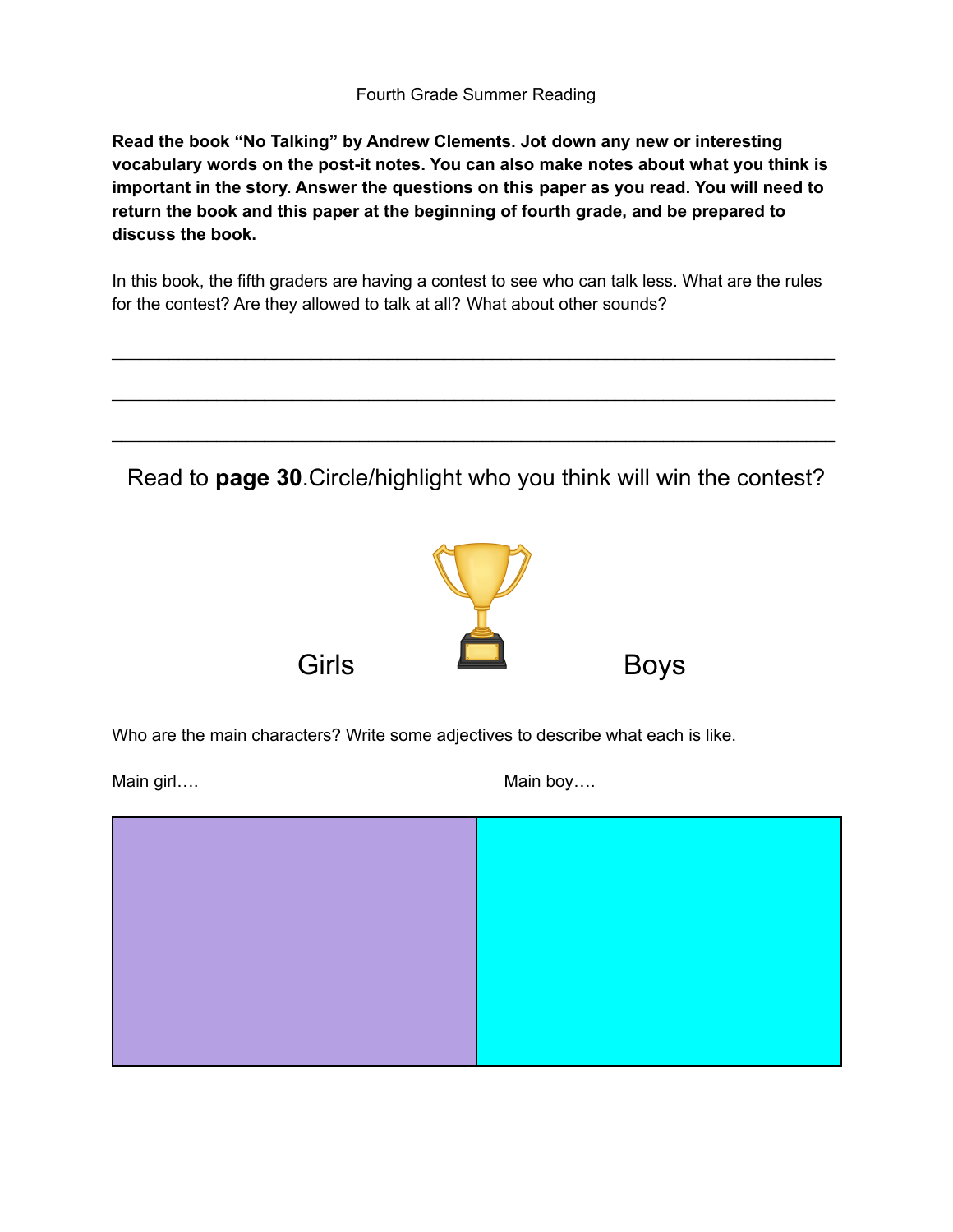Fourth Grade Summer Reading

**Read the book "No Talking" by Andrew Clements. Jot down any new or interesting vocabulary words on the post-it notes. You can also make notes about what you think is important in the story. Answer the questions on this paper as you read. You will need to return the book and this paper at the beginning of fourth grade, and be prepared to discuss the book.**

In this book, the fifth graders are having a contest to see who can talk less. What are the rules for the contest? Are they allowed to talk at all? What about other sounds?

\_\_\_\_\_\_\_\_\_\_\_\_\_\_\_\_\_\_\_\_\_\_\_\_\_\_\_\_\_\_\_\_\_\_\_\_\_\_\_\_\_\_\_\_\_\_\_\_\_\_\_\_\_\_\_\_\_\_\_\_\_\_\_\_\_\_\_\_\_\_

\_\_\_\_\_\_\_\_\_\_\_\_\_\_\_\_\_\_\_\_\_\_\_\_\_\_\_\_\_\_\_\_\_\_\_\_\_\_\_\_\_\_\_\_\_\_\_\_\_\_\_\_\_\_\_\_\_\_\_\_\_\_\_\_\_\_\_\_\_\_

\_\_\_\_\_\_\_\_\_\_\_\_\_\_\_\_\_\_\_\_\_\_\_\_\_\_\_\_\_\_\_\_\_\_\_\_\_\_\_\_\_\_\_\_\_\_\_\_\_\_\_\_\_\_\_\_\_\_\_\_\_\_\_\_\_\_\_\_\_\_

Read to **page 30**.Circle/highlight who you think will win the contest?

Girls 🏆 Boys

Who are the main characters? Write some adjectives to describe what each is like.

| Main girl…. | Main boy…. |
| --- | --- |
| | |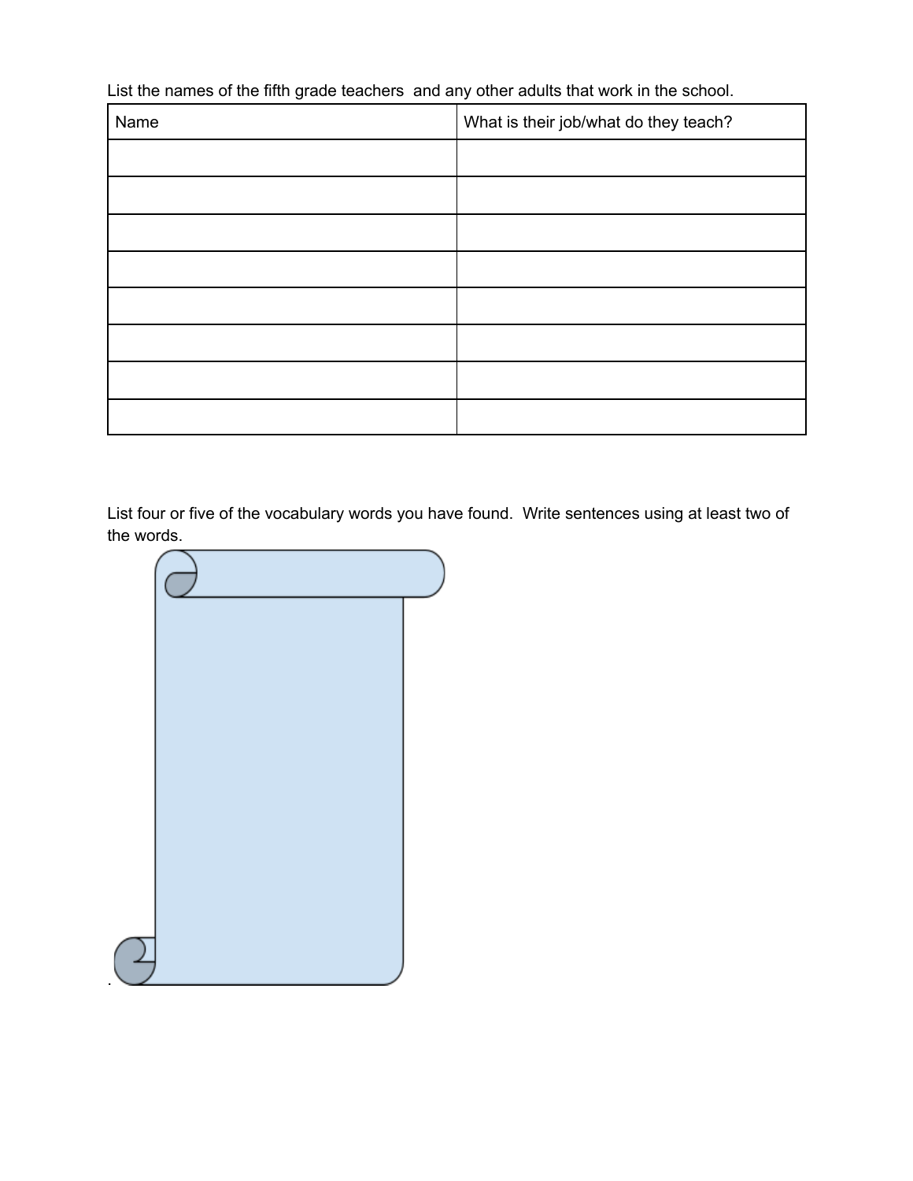List the names of the fifth grade teachers and any other adults that work in the school.

| Name | What is their job/what do they teach? |
| --- | --- |
| | |
| | |
| | |
| | |
| | |
| | |
| | |
| | |

List four or five of the vocabulary words you have found. Write sentences using at least two of the words.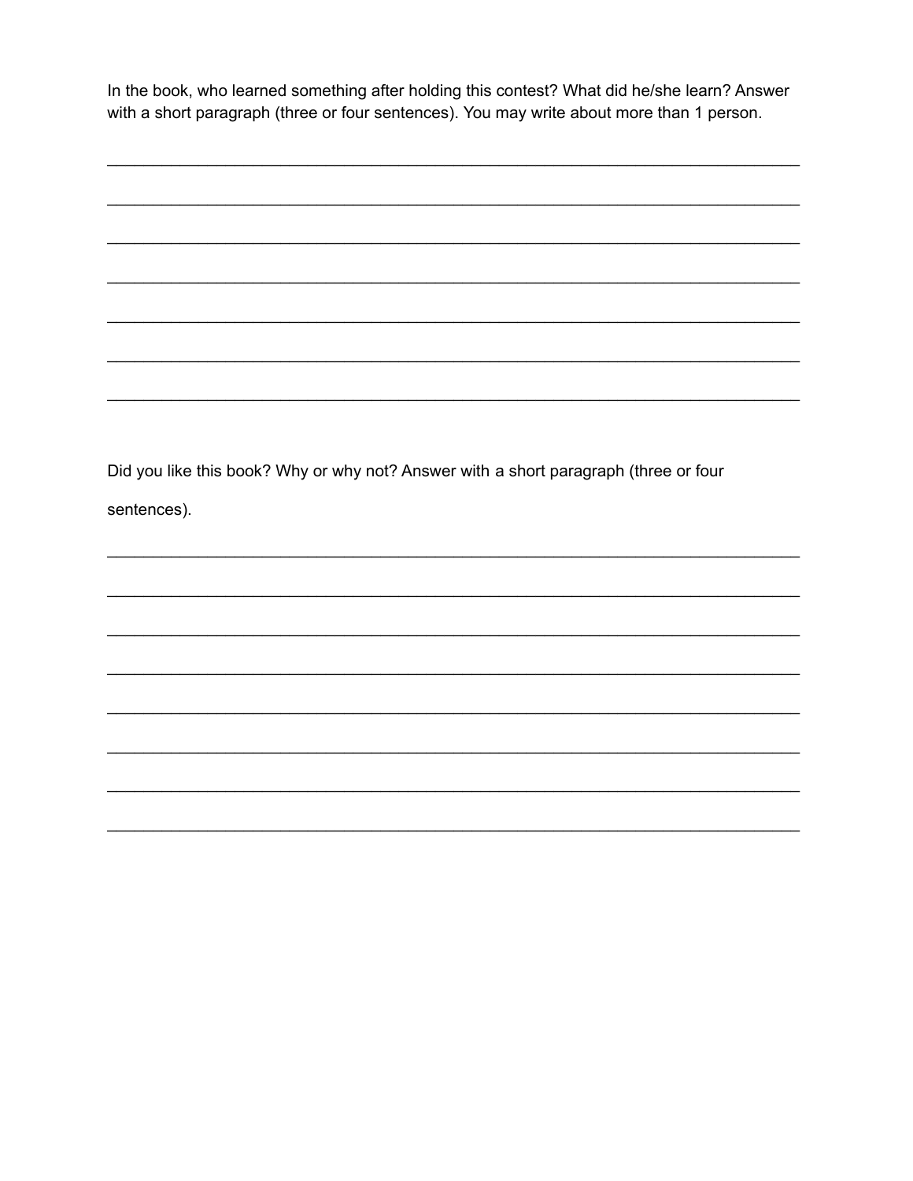In the book, who learned something after holding this contest? What did he/she learn? Answer with a short paragraph (three or four sentences). You may write about more than 1 person.

_______________________________________________________________________

_______________________________________________________________________

_______________________________________________________________________

_______________________________________________________________________

_______________________________________________________________________

_______________________________________________________________________

_______________________________________________________________________

Did you like this book? Why or why not? Answer with a short paragraph (three or four sentences).

_______________________________________________________________________

_______________________________________________________________________

_______________________________________________________________________

_______________________________________________________________________

_______________________________________________________________________

_______________________________________________________________________

_______________________________________________________________________

_______________________________________________________________________